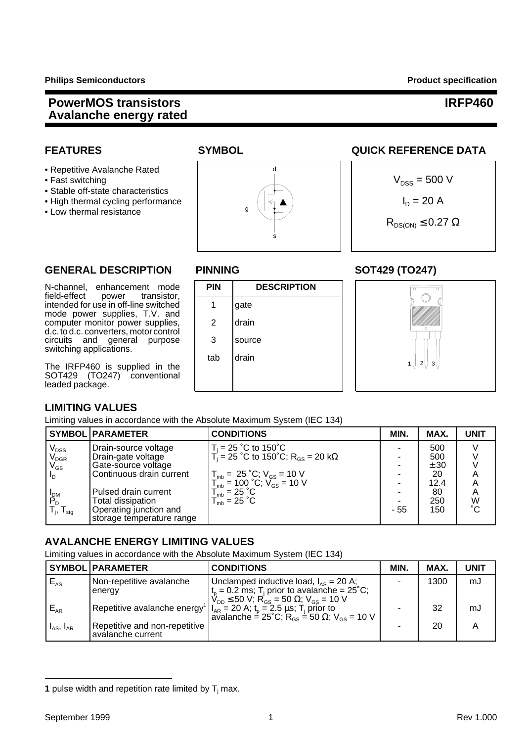Philips Semiconductors | Product specification

# PowerMOS transistors Avalanche energy rated — IRFP460

## FEATURES

- Repetitive Avalanche Rated
- Fast switching
- Stable off-state characteristics
- High thermal cycling performance
- Low thermal resistance

## SYMBOL

d

g

s

## QUICK REFERENCE DATA

$V_{DSS}$ = 500 V

$I_D$ = 20 A

$R_{DS(ON)} \leq 0.27\ \Omega$

## GENERAL DESCRIPTION

N-channel, enhancement mode field-effect power transistor, intended for use in off-line switched mode power supplies, T.V. and computer monitor power supplies, d.c. to d.c. converters, motor control circuits and general purpose switching applications.

The IRFP460 is supplied in the SOT429 (TO247) conventional leaded package.

## PINNING

| PIN | DESCRIPTION |
|---|---|
| 1 | gate |
| 2 | drain |
| 3 | source |
| tab | drain |

## SOT429 (TO247)

1 2 3

## LIMITING VALUES

Limiting values in accordance with the Absolute Maximum System (IEC 134)

| SYMBOL | PARAMETER | CONDITIONS | MIN. | MAX. | UNIT |
|---|---|---|---|---|---|
| $V_{DSS}$ | Drain-source voltage | $T_j$ = 25 ˚C to 150˚C | - | 500 | V |
| $V_{DGR}$ | Drain-gate voltage | $T_j$ = 25 ˚C to 150˚C; $R_{GS}$ = 20 kΩ | - | 500 | V |
| $V_{GS}$ | Gate-source voltage | | - | ± 30 | V |
| $I_D$ | Continuous drain current | $T_{mb}$ = 25 ˚C; $V_{GS}$ = 10 V | - | 20 | A |
| | | $T_{mb}$ = 100 ˚C; $V_{GS}$ = 10 V | - | 12.4 | A |
| $I_{DM}$ | Pulsed drain current | $T_{mb}$ = 25 ˚C | - | 80 | A |
| $P_D$ | Total dissipation | $T_{mb}$ = 25 ˚C | - | 250 | W |
| $T_j$, $T_{stg}$ | Operating junction and storage temperature range | | - 55 | 150 | ˚C |

## AVALANCHE ENERGY LIMITING VALUES

Limiting values in accordance with the Absolute Maximum System (IEC 134)

| SYMBOL | PARAMETER | CONDITIONS | MIN. | MAX. | UNIT |
|---|---|---|---|---|---|
| $E_{AS}$ | Non-repetitive avalanche energy | Unclamped inductive load, $I_{AS}$ = 20 A; $t_p$ = 0.2 ms; $T_j$ prior to avalanche = 25˚C; $V_{DD} \leq$ 50 V; $R_{GS}$ = 50 Ω; $V_{GS}$ = 10 V | - | 1300 | mJ |
| $E_{AR}$ | Repetitive avalanche energy[1] | $I_{AR}$ = 20 A; $t_p$ = 2.5 μs; $T_j$ prior to avalanche = 25˚C; $R_{GS}$ = 50 Ω; $V_{GS}$ = 10 V | - | 32 | mJ |
| $I_{AS}$, $I_{AR}$ | Repetitive and non-repetitive avalanche current | | - | 20 | A |

**1** pulse width and repetition rate limited by $T_j$ max.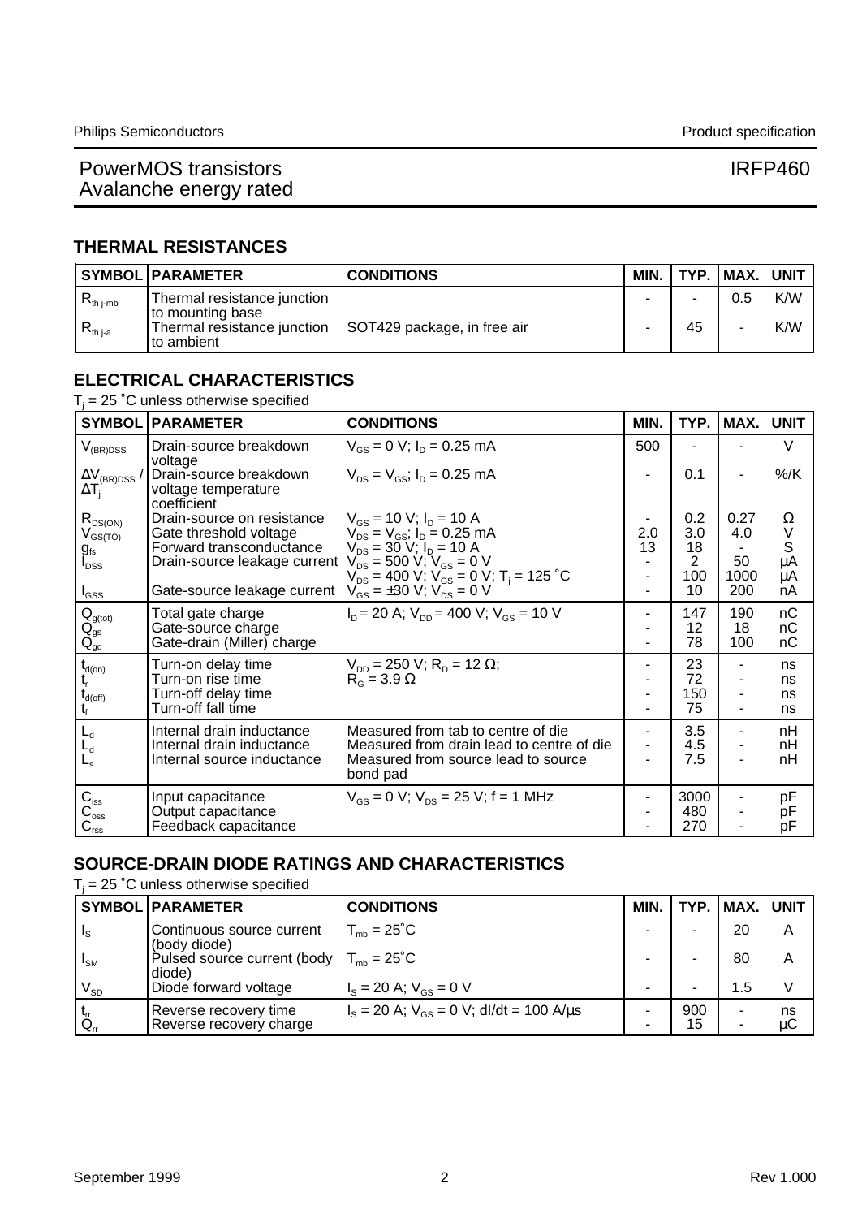## THERMAL RESISTANCES

| SYMBOL | PARAMETER | CONDITIONS | MIN. | TYP. | MAX. | UNIT |
|---|---|---|---|---|---|---|
| $R_{th\ j\text{-}mb}$ | Thermal resistance junction to mounting base | | - | - | 0.5 | K/W |
| $R_{th\ j\text{-}a}$ | Thermal resistance junction to ambient | SOT429 package, in free air | - | 45 | - | K/W |

## ELECTRICAL CHARACTERISTICS

$T_j$ = 25 ˚C unless otherwise specified

| SYMBOL | PARAMETER | CONDITIONS | MIN. | TYP. | MAX. | UNIT |
|---|---|---|---|---|---|---|
| $V_{(BR)DSS}$ | Drain-source breakdown voltage | $V_{GS}$ = 0 V; $I_D$ = 0.25 mA | 500 | - | - | V |
| $\Delta V_{(BR)DSS}$ / $\Delta T_j$ | Drain-source breakdown voltage temperature coefficient | $V_{DS} = V_{GS}$; $I_D$ = 0.25 mA | - | 0.1 | - | %/K |
| $R_{DS(ON)}$ | Drain-source on resistance | $V_{GS}$ = 10 V; $I_D$ = 10 A | - | 0.2 | 0.27 | Ω |
| $V_{GS(TO)}$ | Gate threshold voltage | $V_{DS} = V_{GS}$; $I_D$ = 0.25 mA | 2.0 | 3.0 | 4.0 | V |
| $g_{fs}$ | Forward transconductance | $V_{DS}$ = 30 V; $I_D$ = 10 A | 13 | 18 | - | S |
| $I_{DSS}$ | Drain-source leakage current | $V_{DS}$ = 500 V; $V_{GS}$ = 0 V | - | 2 | 50 | µA |
| | | $V_{DS}$ = 400 V; $V_{GS}$ = 0 V; $T_j$ = 125 ˚C | - | 100 | 1000 | µA |
| $I_{GSS}$ | Gate-source leakage current | $V_{GS}$ = ±30 V; $V_{DS}$ = 0 V | - | 10 | 200 | nA |
| $Q_{g(tot)}$ | Total gate charge | $I_D$ = 20 A; $V_{DD}$ = 400 V; $V_{GS}$ = 10 V | - | 147 | 190 | nC |
| $Q_{gs}$ | Gate-source charge | | - | 12 | 18 | nC |
| $Q_{gd}$ | Gate-drain (Miller) charge | | - | 78 | 100 | nC |
| $t_{d(on)}$ | Turn-on delay time | $V_{DD}$ = 250 V; $R_D$ = 12 Ω; $R_G$ = 3.9 Ω | - | 23 | - | ns |
| $t_r$ | Turn-on rise time | | - | 72 | - | ns |
| $t_{d(off)}$ | Turn-off delay time | | - | 150 | - | ns |
| $t_f$ | Turn-off fall time | | - | 75 | - | ns |
| $L_d$ | Internal drain inductance | Measured from tab to centre of die | - | 3.5 | - | nH |
| $L_d$ | Internal drain inductance | Measured from drain lead to centre of die | - | 4.5 | - | nH |
| $L_s$ | Internal source inductance | Measured from source lead to source bond pad | - | 7.5 | - | nH |
| $C_{iss}$ | Input capacitance | $V_{GS}$ = 0 V; $V_{DS}$ = 25 V; f = 1 MHz | - | 3000 | - | pF |
| $C_{oss}$ | Output capacitance | | - | 480 | - | pF |
| $C_{rss}$ | Feedback capacitance | | - | 270 | - | pF |

## SOURCE-DRAIN DIODE RATINGS AND CHARACTERISTICS

$T_j$ = 25 ˚C unless otherwise specified

| SYMBOL | PARAMETER | CONDITIONS | MIN. | TYP. | MAX. | UNIT |
|---|---|---|---|---|---|---|
| $I_S$ | Continuous source current (body diode) | $T_{mb}$ = 25˚C | - | - | 20 | A |
| $I_{SM}$ | Pulsed source current (body diode) | $T_{mb}$ = 25˚C | - | - | 80 | A |
| $V_{SD}$ | Diode forward voltage | $I_S$ = 20 A; $V_{GS}$ = 0 V | - | - | 1.5 | V |
| $t_{rr}$ | Reverse recovery time | $I_S$ = 20 A; $V_{GS}$ = 0 V; dI/dt = 100 A/µs | - | 900 | - | ns |
| $Q_{rr}$ | Reverse recovery charge | | - | 15 | - | µC |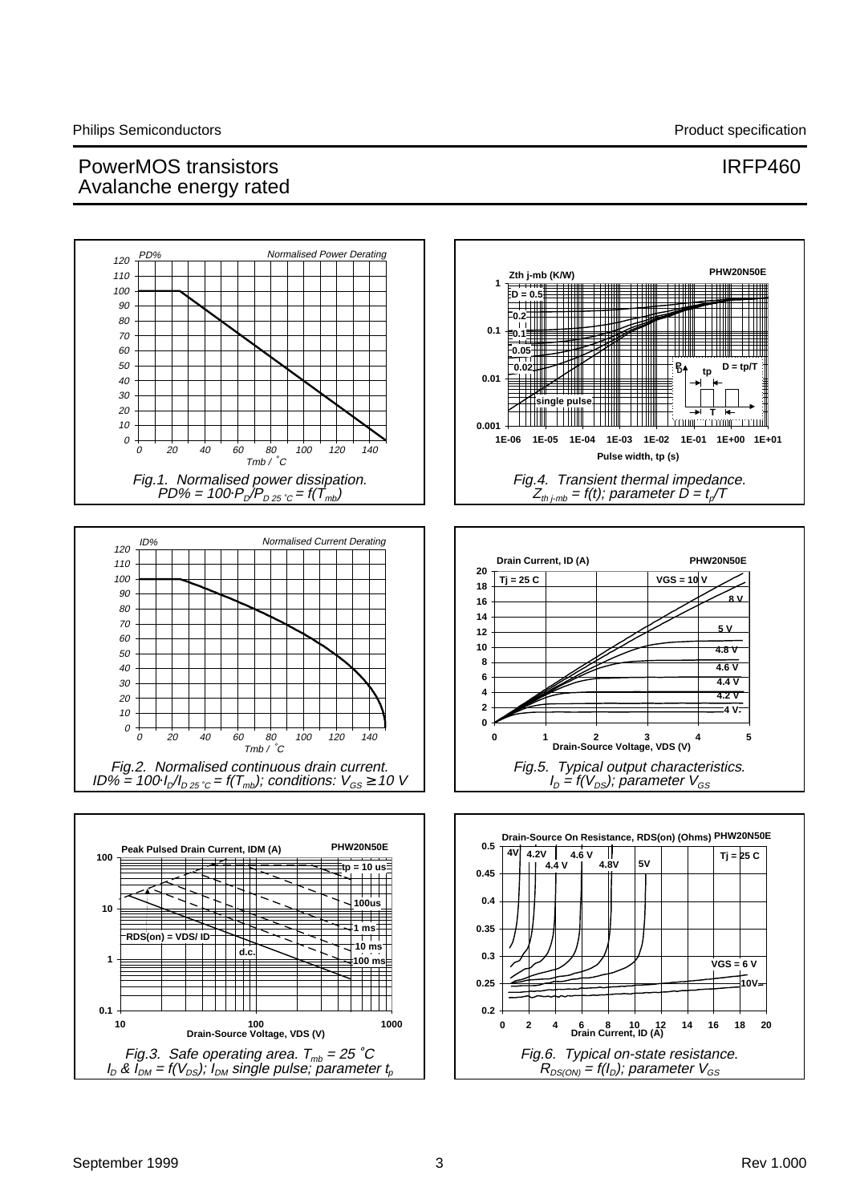Fig.1. Normalised power dissipation.
$PD\% = 100 \cdot P_D/P_{D\ 25\ ^\circ C} = f(T_{mb})$

Fig.4. Transient thermal impedance.
$Z_{th\ j\text{-}mb} = f(t)$; parameter $D = t_p/T$

Fig.2. Normalised continuous drain current.
$ID\% = 100 \cdot I_D/I_{D\ 25\ ^\circ C} = f(T_{mb})$; conditions: $V_{GS} \geq 10$ V

Fig.5. Typical output characteristics.
$I_D = f(V_{DS})$; parameter $V_{GS}$

Fig.3. Safe operating area. $T_{mb} = 25\ ^\circ C$
$I_D$ & $I_{DM} = f(V_{DS})$; $I_{DM}$ single pulse; parameter $t_p$

Fig.6. Typical on-state resistance.
$R_{DS(ON)} = f(I_D)$; parameter $V_{GS}$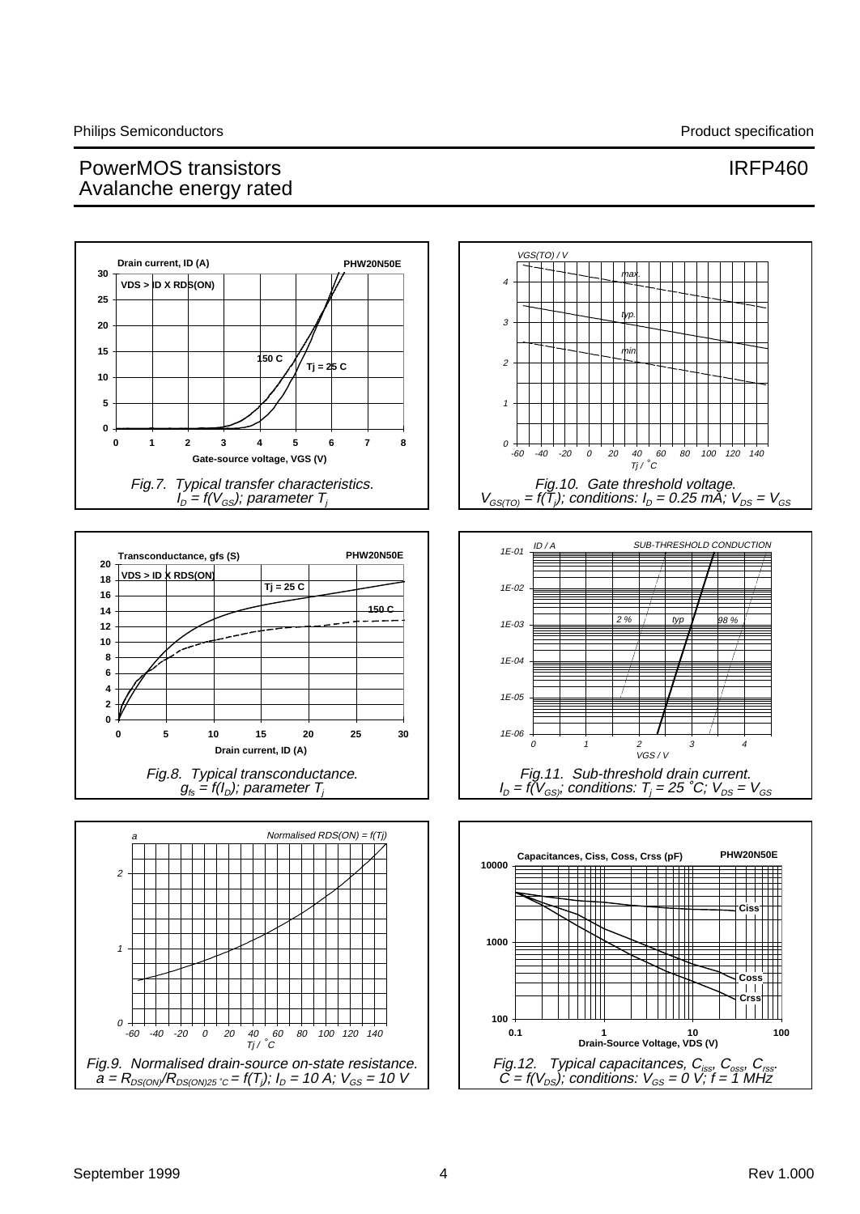Fig.7. Typical transfer characteristics.
$I_D = f(V_{GS})$; parameter $T_j$

Fig.10. Gate threshold voltage.
$V_{GS(TO)} = f(T_j)$; conditions: $I_D = 0.25$ mA; $V_{DS} = V_{GS}$

Fig.8. Typical transconductance.
$g_{fs} = f(I_D)$; parameter $T_j$

Fig.11. Sub-threshold drain current.
$I_D = f(V_{GS})$; conditions: $T_j = 25$ °C; $V_{DS} = V_{GS}$

Fig.9. Normalised drain-source on-state resistance.
$a = R_{DS(ON)}/R_{DS(ON)25\,^\circ C} = f(T_j)$; $I_D = 10$ A; $V_{GS} = 10$ V

Fig.12. Typical capacitances, $C_{iss}$, $C_{oss}$, $C_{rss}$.
$C = f(V_{DS})$; conditions: $V_{GS} = 0$ V; $f = 1$ MHz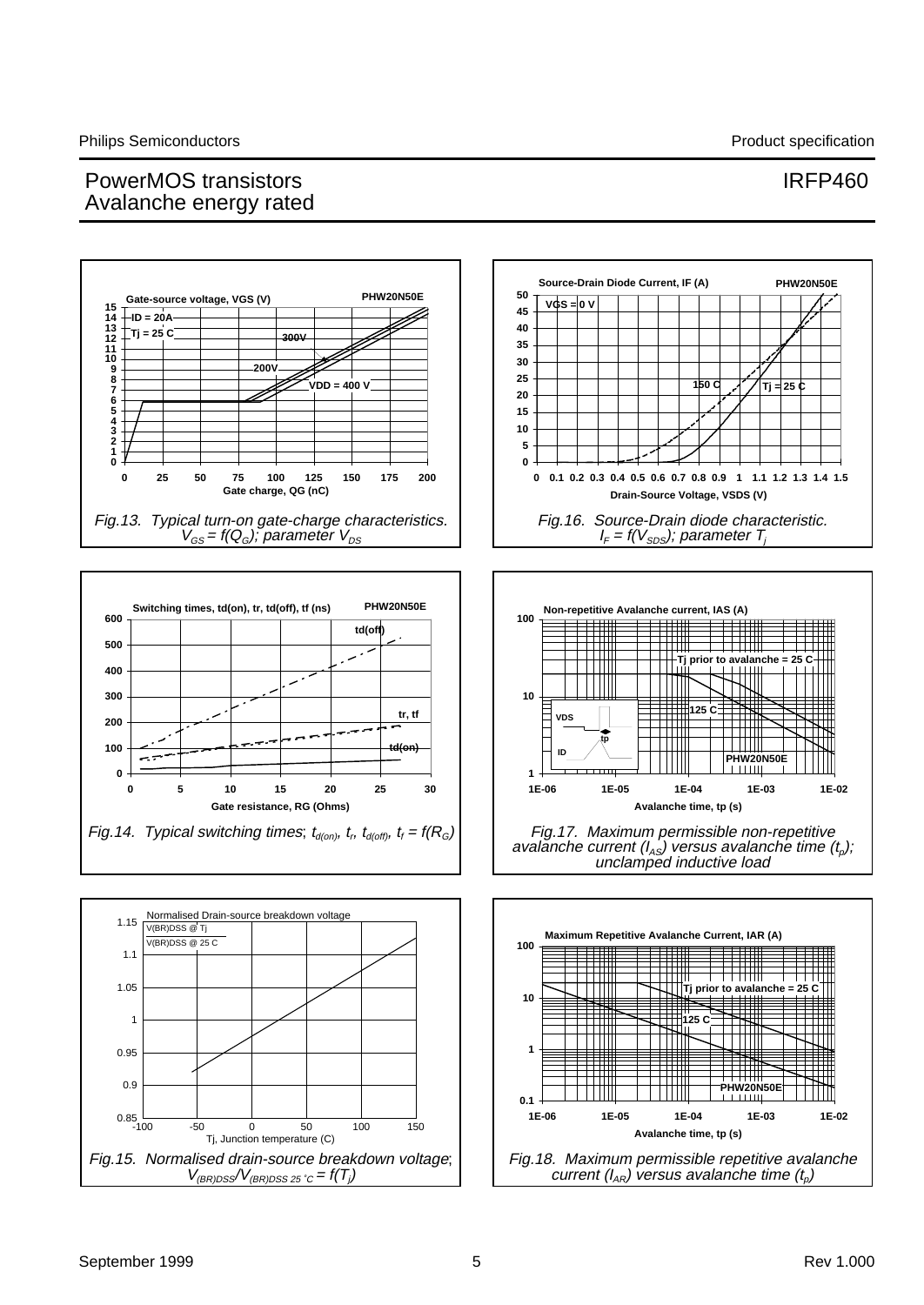PowerMOS transistors
Avalanche energy rated

IRFP460

Fig.13. Typical turn-on gate-charge characteristics. $V_{GS} = f(Q_G)$; parameter $V_{DS}$

Fig.16. Source-Drain diode characteristic. $I_F = f(V_{SDS})$; parameter $T_j$

Fig.14. Typical switching times; $t_{d(on)}$, $t_r$, $t_{d(off)}$, $t_f = f(R_G)$

Fig.17. Maximum permissible non-repetitive avalanche current ($I_{AS}$) versus avalanche time ($t_p$); unclamped inductive load

Fig.15. Normalised drain-source breakdown voltage; $V_{(BR)DSS}/V_{(BR)DSS\ 25\ ^\circ C} = f(T_j)$

Fig.18. Maximum permissible repetitive avalanche current ($I_{AR}$) versus avalanche time ($t_p$)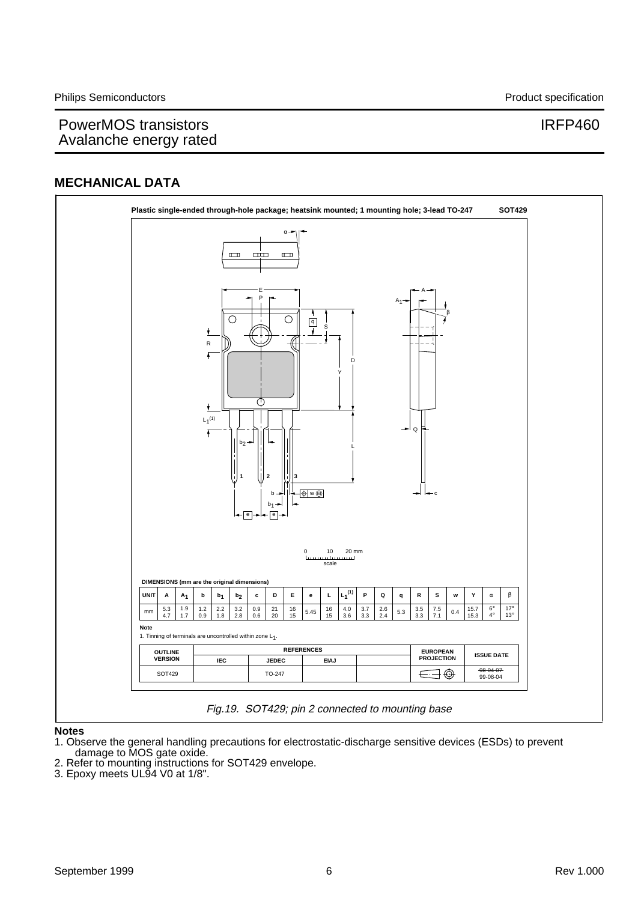## MECHANICAL DATA

**Plastic single-ended through-hole package; heatsink mounted; 1 mounting hole; 3-lead TO-247** **SOT429**

**DIMENSIONS (mm are the original dimensions)**

| UNIT | A | $A_1$ | b | $b_1$ | $b_2$ | c | D | E | e | L | $L_1^{(1)}$ | P | Q | q | R | S | w | Y | α | β |
|---|---|---|---|---|---|---|---|---|---|---|---|---|---|---|---|---|---|---|---|---|
| mm | 5.3<br>4.7 | 1.9<br>1.7 | 1.2<br>0.9 | 2.2<br>1.8 | 3.2<br>2.8 | 0.9<br>0.6 | 21<br>20 | 16<br>15 | 5.45 | 16<br>15 | 4.0<br>3.6 | 3.7<br>3.3 | 2.6<br>2.4 | 5.3 | 3.5<br>3.3 | 7.5<br>7.1 | 0.4 | 15.7<br>15.3 | 6°<br>4° | 17°<br>13° |

**Note**

1. Tinning of terminals are uncontrolled within zone $L_1$.

| OUTLINE VERSION | REFERENCES | | | | EUROPEAN PROJECTION | ISSUE DATE |
|---|---|---|---|---|---|---|
| | IEC | JEDEC | EIAJ | | | |
| SOT429 | | TO-247 | | | | ~~98-04-07~~<br>99-08-04 |

*Fig.19. SOT429; pin 2 connected to mounting base*

**Notes**

1. Observe the general handling precautions for electrostatic-discharge sensitive devices (ESDs) to prevent damage to MOS gate oxide.
2. Refer to mounting instructions for SOT429 envelope.
3. Epoxy meets UL94 V0 at 1/8".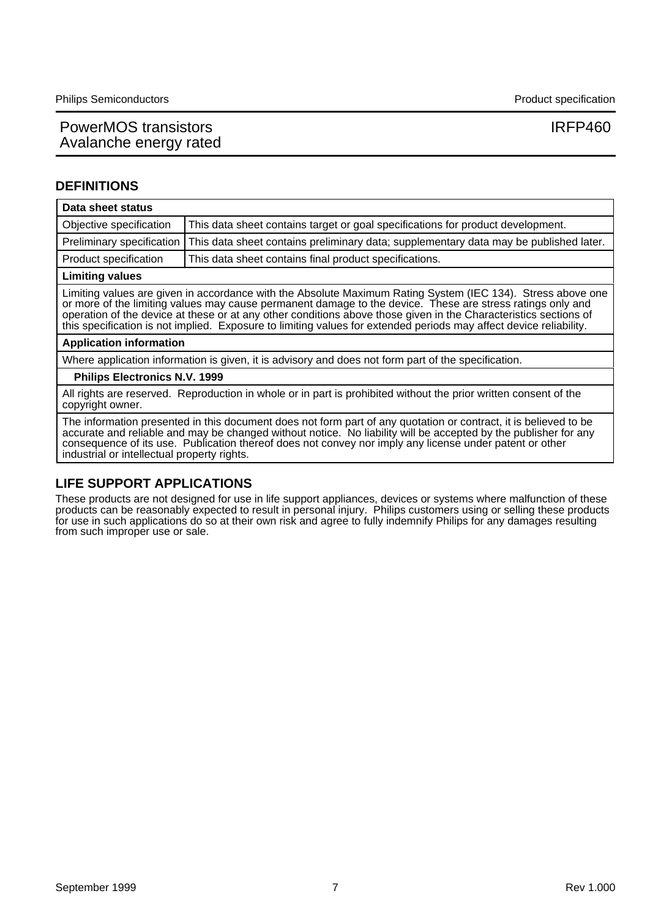## DEFINITIONS

| Data sheet status | |
|---|---|
| Objective specification | This data sheet contains target or goal specifications for product development. |
| Preliminary specification | This data sheet contains preliminary data; supplementary data may be published later. |
| Product specification | This data sheet contains final product specifications. |
| **Limiting values** | |
| Limiting values are given in accordance with the Absolute Maximum Rating System (IEC 134). Stress above one or more of the limiting values may cause permanent damage to the device. These are stress ratings only and operation of the device at these or at any other conditions above those given in the Characteristics sections of this specification is not implied. Exposure to limiting values for extended periods may affect device reliability. | |
| **Application information** | |
| Where application information is given, it is advisory and does not form part of the specification. | |
| **Philips Electronics N.V. 1999** | |
| All rights are reserved. Reproduction in whole or in part is prohibited without the prior written consent of the copyright owner. | |
| The information presented in this document does not form part of any quotation or contract, it is believed to be accurate and reliable and may be changed without notice. No liability will be accepted by the publisher for any consequence of its use. Publication thereof does not convey nor imply any license under patent or other industrial or intellectual property rights. | |

## LIFE SUPPORT APPLICATIONS

These products are not designed for use in life support appliances, devices or systems where malfunction of these products can be reasonably expected to result in personal injury. Philips customers using or selling these products for use in such applications do so at their own risk and agree to fully indemnify Philips for any damages resulting from such improper use or sale.